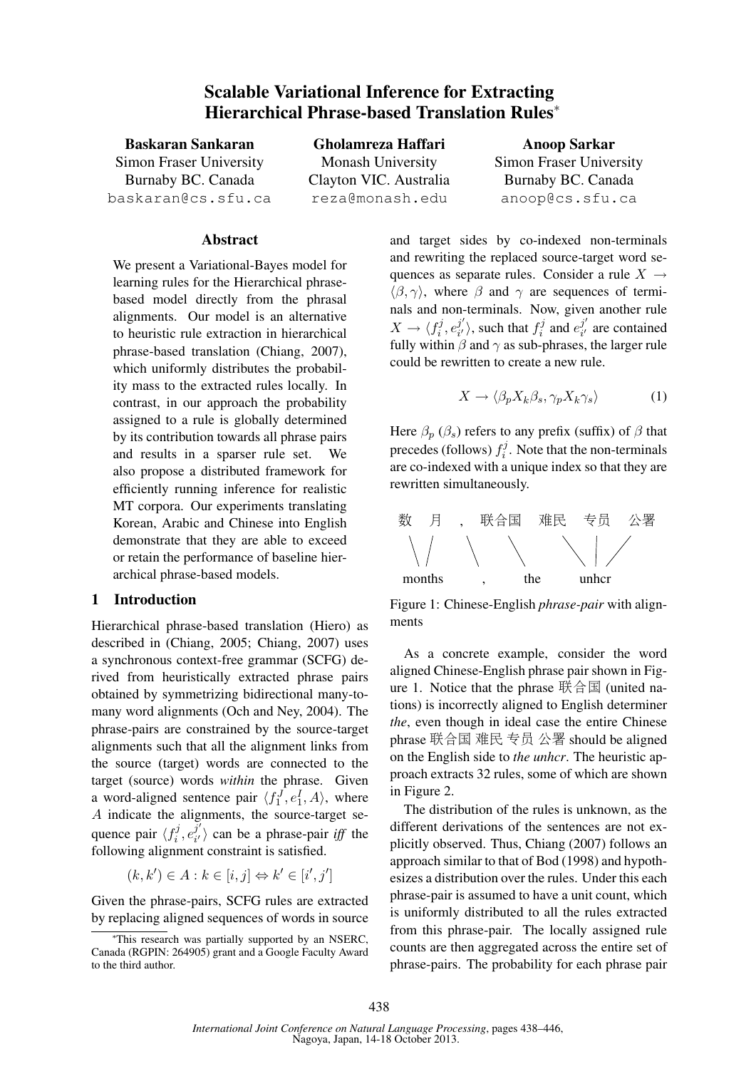# Scalable Variational Inference for Extracting Hierarchical Phrase-based Translation Rules*

**Baskaran Sankaran**
Simon Fraser University
Burnaby BC. Canada
baskaran@cs.sfu.ca

**Gholamreza Haffari**
Monash University
Clayton VIC. Australia
reza@monash.edu

**Anoop Sarkar**
Simon Fraser University
Burnaby BC. Canada
anoop@cs.sfu.ca

## Abstract

We present a Variational-Bayes model for learning rules for the Hierarchical phrase-based model directly from the phrasal alignments. Our model is an alternative to heuristic rule extraction in hierarchical phrase-based translation (Chiang, 2007), which uniformly distributes the probability mass to the extracted rules locally. In contrast, in our approach the probability assigned to a rule is globally determined by its contribution towards all phrase pairs and results in a sparser rule set. We also propose a distributed framework for efficiently running inference for realistic MT corpora. Our experiments translating Korean, Arabic and Chinese into English demonstrate that they are able to exceed or retain the performance of baseline hierarchical phrase-based models.

## 1 Introduction

Hierarchical phrase-based translation (Hiero) as described in (Chiang, 2005; Chiang, 2007) uses a synchronous context-free grammar (SCFG) derived from heuristically extracted phrase pairs obtained by symmetrizing bidirectional many-to-many word alignments (Och and Ney, 2004). The phrase-pairs are constrained by the source-target alignments such that all the alignment links from the source (target) words are connected to the target (source) words *within* the phrase. Given a word-aligned sentence pair $\langle f_1^J, e_1^I, A\rangle$, where $A$ indicate the alignments, the source-target sequence pair $\langle f_i^j, e_{i'}^{j'}\rangle$ can be a phrase-pair *iff* the following alignment constraint is satisfied.

$$(k, k') \in A : k \in [i, j] \Leftrightarrow k' \in [i', j']$$

Given the phrase-pairs, SCFG rules are extracted by replacing aligned sequences of words in source and target sides by co-indexed non-terminals and rewriting the replaced source-target word sequences as separate rules. Consider a rule $X \rightarrow \langle\beta, \gamma\rangle$, where $\beta$ and $\gamma$ are sequences of terminals and non-terminals. Now, given another rule $X \rightarrow \langle f_i^j, e_{i'}^{j'}\rangle$, such that $f_i^j$ and $e_{i'}^{j'}$ are contained fully within $\beta$ and $\gamma$ as sub-phrases, the larger rule could be rewritten to create a new rule.

$$X \rightarrow \langle \beta_p X_k \beta_s, \gamma_p X_k \gamma_s\rangle \tag{1}$$

Here $\beta_p$ ($\beta_s$) refers to any prefix (suffix) of $\beta$ that precedes (follows) $f_i^j$. Note that the non-terminals are co-indexed with a unique index so that they are rewritten simultaneously.

数 月 , 联合国 难民 专员 公署

months , the unhcr

Figure 1: Chinese-English *phrase-pair* with alignments

As a concrete example, consider the word aligned Chinese-English phrase pair shown in Figure 1. Notice that the phrase 联合国 (united nations) is incorrectly aligned to English determiner *the*, even though in ideal case the entire Chinese phrase 联合国 难民 专员 公署 should be aligned on the English side to *the unhcr*. The heuristic approach extracts 32 rules, some of which are shown in Figure 2.

The distribution of the rules is unknown, as the different derivations of the sentences are not explicitly observed. Thus, Chiang (2007) follows an approach similar to that of Bod (1998) and hypothesizes a distribution over the rules. Under this each phrase-pair is assumed to have a unit count, which is uniformly distributed to all the rules extracted from this phrase-pair. The locally assigned rule counts are then aggregated across the entire set of phrase-pairs. The probability for each phrase pair

*This research was partially supported by an NSERC, Canada (RGPIN: 264905) grant and a Google Faculty Award to the third author.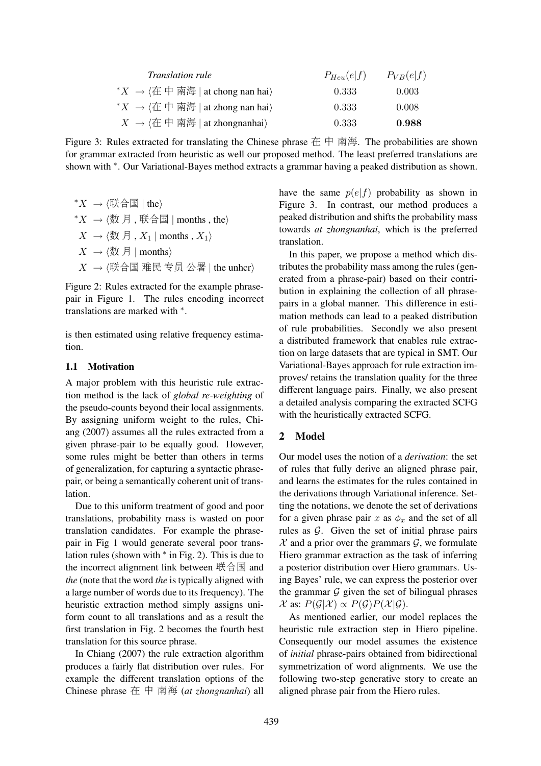| *Translation rule* | $P_{Heu}(e\|f)$ | $P_{VB}(e\|f)$ |
|---|---|---|
| $^*X \rightarrow \langle$在 中 南海 \| at chong nan hai$\rangle$ | 0.333 | 0.003 |
| $^*X \rightarrow \langle$在 中 南海 \| at zhong nan hai$\rangle$ | 0.333 | 0.008 |
| $X \rightarrow \langle$在 中 南海 \| at zhongnanhai$\rangle$ | 0.333 | **0.988** |

Figure 3: Rules extracted for translating the Chinese phrase 在 中 南海. The probabilities are shown for grammar extracted from heuristic as well our proposed method. The least preferred translations are shown with $^*$. Our Variational-Bayes method extracts a grammar having a peaked distribution as shown.

$^*X \rightarrow \langle$联合国 | the$\rangle$
$^*X \rightarrow \langle$数 月 , 联合国 | months , the$\rangle$
$X \rightarrow \langle$数 月 , $X_1$ | months , $X_1\rangle$
$X \rightarrow \langle$数 月 | months$\rangle$
$X \rightarrow \langle$联合国 难民 专员 公署 | the unhcr$\rangle$

Figure 2: Rules extracted for the example phrase-pair in Figure 1. The rules encoding incorrect translations are marked with $^*$.

is then estimated using relative frequency estimation.

### 1.1 Motivation

A major problem with this heuristic rule extraction method is the lack of *global re-weighting* of the pseudo-counts beyond their local assignments. By assigning uniform weight to the rules, Chiang (2007) assumes all the rules extracted from a given phrase-pair to be equally good. However, some rules might be better than others in terms of generalization, for capturing a syntactic phrase-pair, or being a semantically coherent unit of translation.

Due to this uniform treatment of good and poor translations, probability mass is wasted on poor translation candidates. For example the phrase-pair in Fig 1 would generate several poor translation rules (shown with $^*$ in Fig. 2). This is due to the incorrect alignment link between 联合国 and *the* (note that the word *the* is typically aligned with a large number of words due to its frequency). The heuristic extraction method simply assigns uniform count to all translations and as a result the first translation in Fig. 2 becomes the fourth best translation for this source phrase.

In Chiang (2007) the rule extraction algorithm produces a fairly flat distribution over rules. For example the different translation options of the Chinese phrase 在 中 南海 (*at zhongnanhai*) all have the same $p(e|f)$ probability as shown in Figure 3. In contrast, our method produces a peaked distribution and shifts the probability mass towards *at zhongnanhai*, which is the preferred translation.

In this paper, we propose a method which distributes the probability mass among the rules (generated from a phrase-pair) based on their contribution in explaining the collection of all phrase-pairs in a global manner. This difference in estimation methods can lead to a peaked distribution of rule probabilities. Secondly we also present a distributed framework that enables rule extraction on large datasets that are typical in SMT. Our Variational-Bayes approach for rule extraction improves/ retains the translation quality for the three different language pairs. Finally, we also present a detailed analysis comparing the extracted SCFG with the heuristically extracted SCFG.

## 2 Model

Our model uses the notion of a *derivation*: the set of rules that fully derive an aligned phrase pair, and learns the estimates for the rules contained in the derivations through Variational inference. Setting the notations, we denote the set of derivations for a given phrase pair $x$ as $\phi_x$ and the set of all rules as $\mathcal{G}$. Given the set of initial phrase pairs $\mathcal{X}$ and a prior over the grammars $\mathcal{G}$, we formulate Hiero grammar extraction as the task of inferring a posterior distribution over Hiero grammars. Using Bayes' rule, we can express the posterior over the grammar $\mathcal{G}$ given the set of bilingual phrases $\mathcal{X}$ as: $P(\mathcal{G}|\mathcal{X}) \propto P(\mathcal{G})P(\mathcal{X}|\mathcal{G})$.

As mentioned earlier, our model replaces the heuristic rule extraction step in Hiero pipeline. Consequently our model assumes the existence of *initial* phrase-pairs obtained from bidirectional symmetrization of word alignments. We use the following two-step generative story to create an aligned phrase pair from the Hiero rules.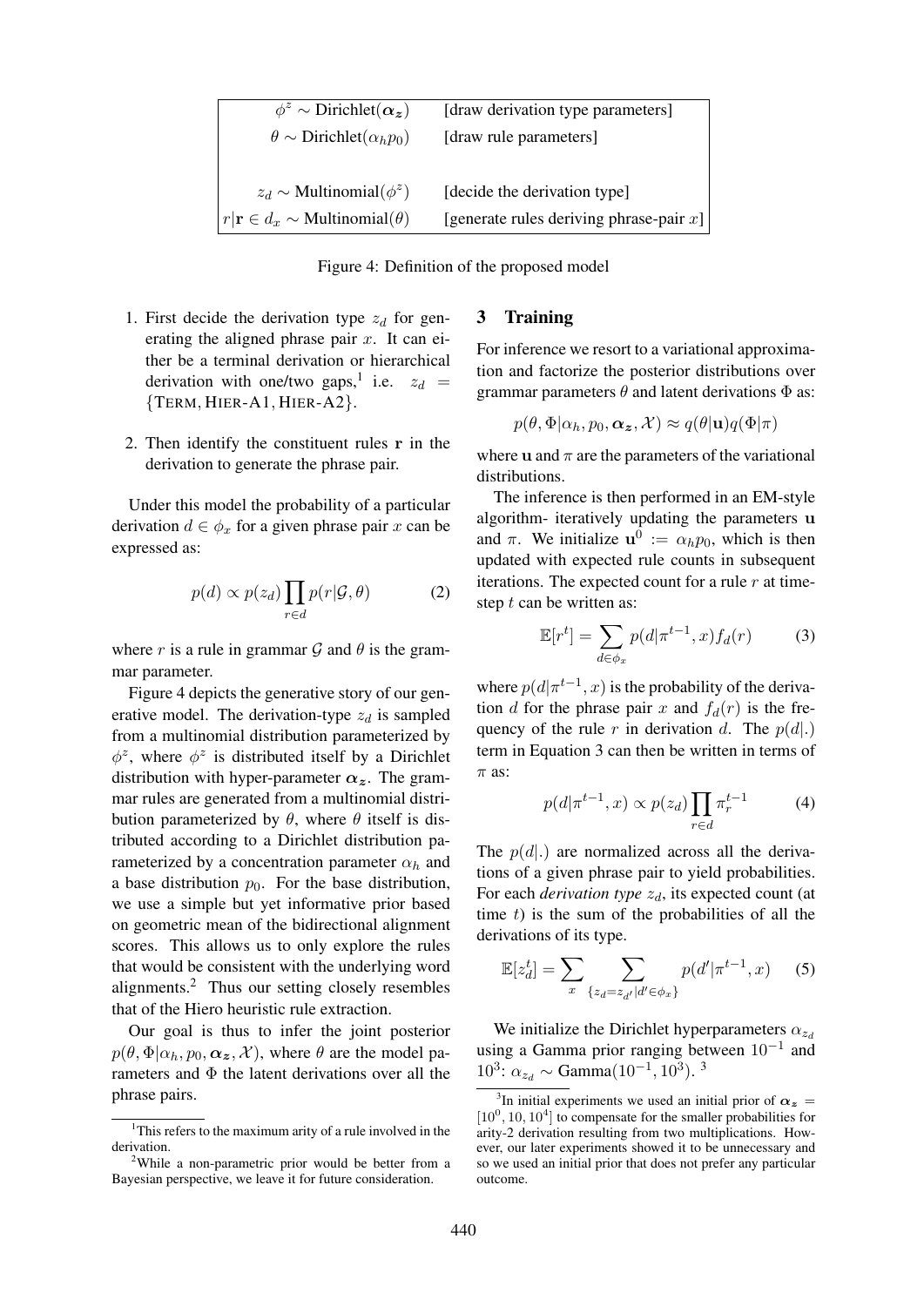| | |
|---|---|
| $\phi^z \sim$ Dirichlet($\boldsymbol{\alpha_z}$) | [draw derivation type parameters] |
| $\theta \sim$ Dirichlet($\alpha_h p_0$) | [draw rule parameters] |
| | |
| $z_d \sim$ Multinomial($\phi^z$) | [decide the derivation type] |
| $r\vert\mathbf{r} \in d_x \sim$ Multinomial($\theta$) | [generate rules deriving phrase-pair $x$] |

Figure 4: Definition of the proposed model

1. First decide the derivation type $z_d$ for generating the aligned phrase pair $x$. It can either be a terminal derivation or hierarchical derivation with one/two gaps,[1] i.e. $z_d = \{$TERM, HIER-A1, HIER-A2$\}$.

2. Then identify the constituent rules $\mathbf{r}$ in the derivation to generate the phrase pair.

Under this model the probability of a particular derivation $d \in \phi_x$ for a given phrase pair $x$ can be expressed as:

$$p(d) \propto p(z_d) \prod_{r \in d} p(r|\mathcal{G}, \theta) \qquad (2)$$

where $r$ is a rule in grammar $\mathcal{G}$ and $\theta$ is the grammar parameter.

Figure 4 depicts the generative story of our generative model. The derivation-type $z_d$ is sampled from a multinomial distribution parameterized by $\phi^z$, where $\phi^z$ is distributed itself by a Dirichlet distribution with hyper-parameter $\boldsymbol{\alpha_z}$. The grammar rules are generated from a multinomial distribution parameterized by $\theta$, where $\theta$ itself is distributed according to a Dirichlet distribution parameterized by a concentration parameter $\alpha_h$ and a base distribution $p_0$. For the base distribution, we use a simple but yet informative prior based on geometric mean of the bidirectional alignment scores. This allows us to only explore the rules that would be consistent with the underlying word alignments.[2] Thus our setting closely resembles that of the Hiero heuristic rule extraction.

Our goal is thus to infer the joint posterior $p(\theta, \Phi|\alpha_h, p_0, \boldsymbol{\alpha_z}, \mathcal{X})$, where $\theta$ are the model parameters and $\Phi$ the latent derivations over all the phrase pairs.

[1] This refers to the maximum arity of a rule involved in the derivation.

[2] While a non-parametric prior would be better from a Bayesian perspective, we leave it for future consideration.

## 3 Training

For inference we resort to a variational approximation and factorize the posterior distributions over grammar parameters $\theta$ and latent derivations $\Phi$ as:

$$p(\theta, \Phi|\alpha_h, p_0, \boldsymbol{\alpha_z}, \mathcal{X}) \approx q(\theta|\mathbf{u})q(\Phi|\pi)$$

where $\mathbf{u}$ and $\pi$ are the parameters of the variational distributions.

The inference is then performed in an EM-style algorithm- iteratively updating the parameters $\mathbf{u}$ and $\pi$. We initialize $\mathbf{u}^0 := \alpha_h p_0$, which is then updated with expected rule counts in subsequent iterations. The expected count for a rule $r$ at timestep $t$ can be written as:

$$\mathbb{E}[r^t] = \sum_{d \in \phi_x} p(d|\pi^{t-1}, x) f_d(r) \qquad (3)$$

where $p(d|\pi^{t-1}, x)$ is the probability of the derivation $d$ for the phrase pair $x$ and $f_d(r)$ is the frequency of the rule $r$ in derivation $d$. The $p(d|.)$ term in Equation 3 can then be written in terms of $\pi$ as:

$$p(d|\pi^{t-1}, x) \propto p(z_d) \prod_{r \in d} \pi_r^{t-1} \qquad (4)$$

The $p(d|.)$ are normalized across all the derivations of a given phrase pair to yield probabilities. For each *derivation type* $z_d$, its expected count (at time $t$) is the sum of the probabilities of all the derivations of its type.

$$\mathbb{E}[z_d^t] = \sum_x \sum_{\{z_d = z_{d'} | d' \in \phi_x\}} p(d'|\pi^{t-1}, x) \qquad (5)$$

We initialize the Dirichlet hyperparameters $\alpha_{z_d}$ using a Gamma prior ranging between $10^{-1}$ and $10^3$: $\alpha_{z_d} \sim$ Gamma$(10^{-1}, 10^3)$. [3]

[3] In initial experiments we used an initial prior of $\boldsymbol{\alpha_z} = [10^0, 10, 10^4]$ to compensate for the smaller probabilities for arity-2 derivation resulting from two multiplications. However, our later experiments showed it to be unnecessary and so we used an initial prior that does not prefer any particular outcome.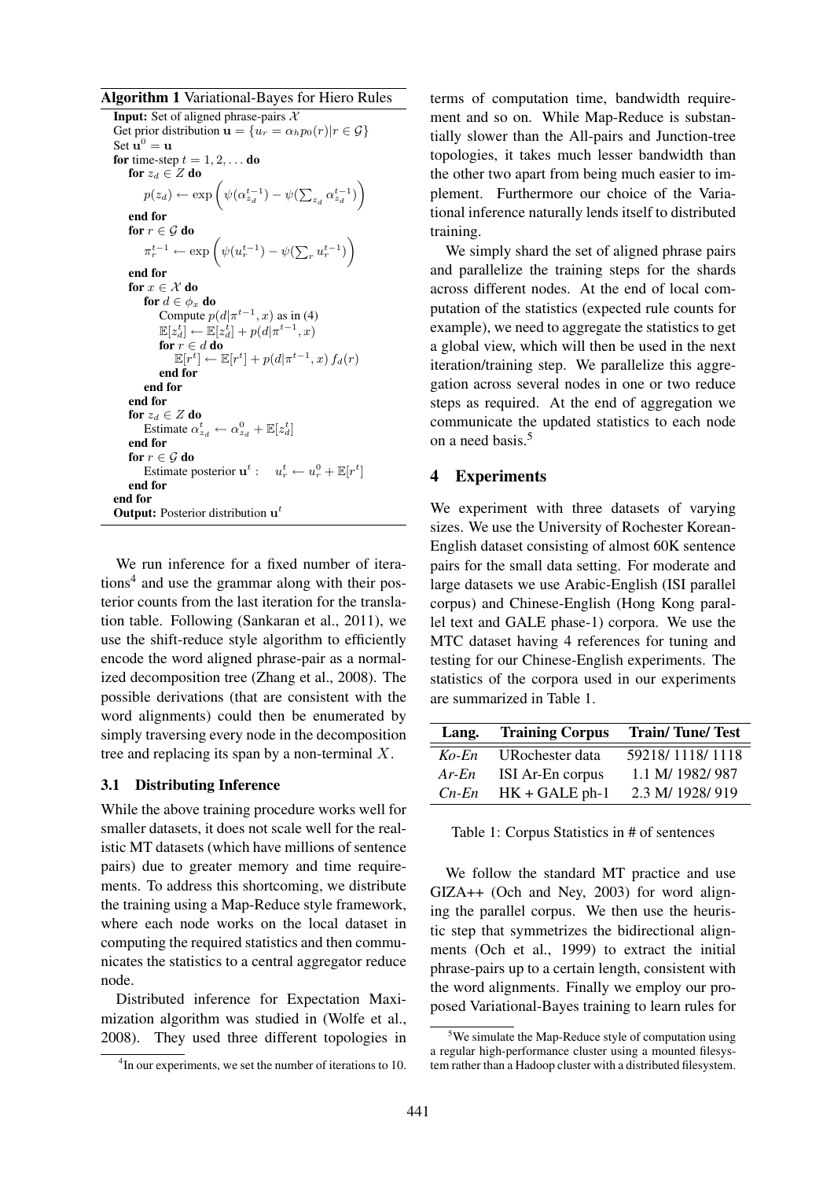**Algorithm 1** Variational-Bayes for Hiero Rules

```
Input: Set of aligned phrase-pairs X
Get prior distribution u = {u_r = α_h p_0(r) | r ∈ G}
Set u^0 = u
for time-step t = 1, 2, ... do
    for z_d ∈ Z do
        p(z_d) ← exp( ψ(α^{t-1}_{z_d}) − ψ(Σ_{z_d} α^{t-1}_{z_d}) )
    end for
    for r ∈ G do
        π^{t-1}_r ← exp( ψ(u^{t-1}_r) − ψ(Σ_r u^{t-1}_r) )
    end for
    for x ∈ X do
        for d ∈ φ_x do
            Compute p(d|π^{t-1}, x) as in (4)
            E[z^t_d] ← E[z^t_d] + p(d|π^{t-1}, x)
            for r ∈ d do
                E[r^t] ← E[r^t] + p(d|π^{t-1}, x) f_d(r)
            end for
        end for
    end for
    for z_d ∈ Z do
        Estimate α^t_{z_d} ← α^0_{z_d} + E[z^t_d]
    end for
    for r ∈ G do
        Estimate posterior u^t :   u^t_r ← u^0_r + E[r^t]
    end for
end for
Output: Posterior distribution u^t
```

We run inference for a fixed number of iterations[4] and use the grammar along with their posterior counts from the last iteration for the translation table. Following (Sankaran et al., 2011), we use the shift-reduce style algorithm to efficiently encode the word aligned phrase-pair as a normalized decomposition tree (Zhang et al., 2008). The possible derivations (that are consistent with the word alignments) could then be enumerated by simply traversing every node in the decomposition tree and replacing its span by a non-terminal $X$.

### 3.1 Distributing Inference

While the above training procedure works well for smaller datasets, it does not scale well for the realistic MT datasets (which have millions of sentence pairs) due to greater memory and time requirements. To address this shortcoming, we distribute the training using a Map-Reduce style framework, where each node works on the local dataset in computing the required statistics and then communicates the statistics to a central aggregator reduce node.

Distributed inference for Expectation Maximization algorithm was studied in (Wolfe et al., 2008). They used three different topologies in terms of computation time, bandwidth requirement and so on. While Map-Reduce is substantially slower than the All-pairs and Junction-tree topologies, it takes much lesser bandwidth than the other two apart from being much easier to implement. Furthermore our choice of the Variational inference naturally lends itself to distributed training.

We simply shard the set of aligned phrase pairs and parallelize the training steps for the shards across different nodes. At the end of local computation of the statistics (expected rule counts for example), we need to aggregate the statistics to get a global view, which will then be used in the next iteration/training step. We parallelize this aggregation across several nodes in one or two reduce steps as required. At the end of aggregation we communicate the updated statistics to each node on a need basis.[5]

## 4 Experiments

We experiment with three datasets of varying sizes. We use the University of Rochester Korean-English dataset consisting of almost 60K sentence pairs for the small data setting. For moderate and large datasets we use Arabic-English (ISI parallel corpus) and Chinese-English (Hong Kong parallel text and GALE phase-1) corpora. We use the MTC dataset having 4 references for tuning and testing for our Chinese-English experiments. The statistics of the corpora used in our experiments are summarized in Table 1.

| Lang. | Training Corpus | Train/ Tune/ Test |
|---|---|---|
| *Ko-En* | URochester data | 59218/ 1118/ 1118 |
| *Ar-En* | ISI Ar-En corpus | 1.1 M/ 1982/ 987 |
| *Cn-En* | HK + GALE ph-1 | 2.3 M/ 1928/ 919 |

Table 1: Corpus Statistics in # of sentences

We follow the standard MT practice and use GIZA++ (Och and Ney, 2003) for word aligning the parallel corpus. We then use the heuristic step that symmetrizes the bidirectional alignments (Och et al., 1999) to extract the initial phrase-pairs up to a certain length, consistent with the word alignments. Finally we employ our proposed Variational-Bayes training to learn rules for

[4] In our experiments, we set the number of iterations to 10.

[5] We simulate the Map-Reduce style of computation using a regular high-performance cluster using a mounted filesystem rather than a Hadoop cluster with a distributed filesystem.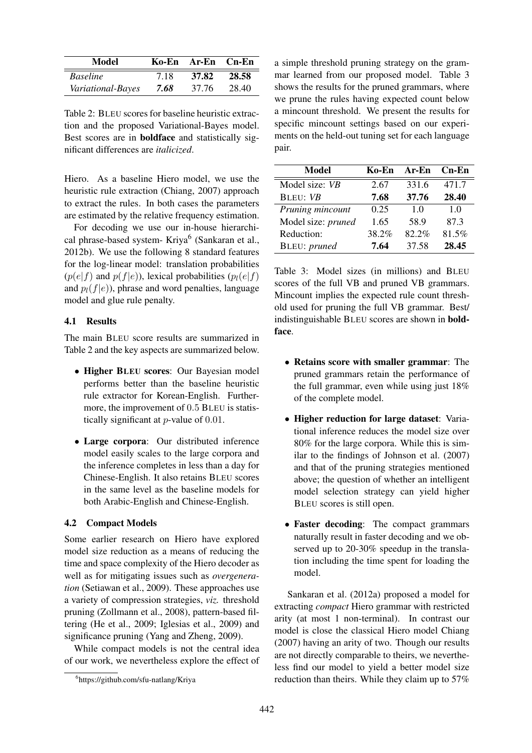| Model | Ko-En | Ar-En | Cn-En |
|---|---|---|---|
| *Baseline* | 7.18 | **37.82** | **28.58** |
| *Variational-Bayes* | ***7.68*** | 37.76 | 28.40 |

Table 2: BLEU scores for baseline heuristic extraction and the proposed Variational-Bayes model. Best scores are in **boldface** and statistically significant differences are *italicized*.

Hiero. As a baseline Hiero model, we use the heuristic rule extraction (Chiang, 2007) approach to extract the rules. In both cases the parameters are estimated by the relative frequency estimation.

For decoding we use our in-house hierarchical phrase-based system- Kriya[6] (Sankaran et al., 2012b). We use the following 8 standard features for the log-linear model: translation probabilities ($p(e|f)$ and $p(f|e)$), lexical probabilities ($p_l(e|f)$ and $p_l(f|e)$), phrase and word penalties, language model and glue rule penalty.

### 4.1 Results

The main BLEU score results are summarized in Table 2 and the key aspects are summarized below.

- **Higher BLEU scores**: Our Bayesian model performs better than the baseline heuristic rule extractor for Korean-English. Furthermore, the improvement of 0.5 BLEU is statistically significant at $p$-value of 0.01.
- **Large corpora**: Our distributed inference model easily scales to the large corpora and the inference completes in less than a day for Chinese-English. It also retains BLEU scores in the same level as the baseline models for both Arabic-English and Chinese-English.

### 4.2 Compact Models

Some earlier research on Hiero have explored model size reduction as a means of reducing the time and space complexity of the Hiero decoder as well as for mitigating issues such as *overgeneration* (Setiawan et al., 2009). These approaches use a variety of compression strategies, *viz.* threshold pruning (Zollmann et al., 2008), pattern-based filtering (He et al., 2009; Iglesias et al., 2009) and significance pruning (Yang and Zheng, 2009).

While compact models is not the central idea of our work, we nevertheless explore the effect of a simple threshold pruning strategy on the grammar learned from our proposed model. Table 3 shows the results for the pruned grammars, where we prune the rules having expected count below a mincount threshold. We present the results for specific mincount settings based on our experiments on the held-out tuning set for each language pair.

| Model | Ko-En | Ar-En | Cn-En |
|---|---|---|---|
| Model size: *VB* | 2.67 | 331.6 | 471.7 |
| BLEU: *VB* | **7.68** | **37.76** | **28.40** |
| *Pruning mincount* | 0.25 | 1.0 | 1.0 |
| Model size: *pruned* | 1.65 | 58.9 | 87.3 |
| Reduction: | 38.2% | 82.2% | 81.5% |
| BLEU: *pruned* | **7.64** | 37.58 | **28.45** |

Table 3: Model sizes (in millions) and BLEU scores of the full VB and pruned VB grammars. Mincount implies the expected rule count threshold used for pruning the full VB grammar. Best/ indistinguishable BLEU scores are shown in **boldface**.

- **Retains score with smaller grammar**: The pruned grammars retain the performance of the full grammar, even while using just 18% of the complete model.
- **Higher reduction for large dataset**: Variational inference reduces the model size over 80% for the large corpora. While this is similar to the findings of Johnson et al. (2007) and that of the pruning strategies mentioned above; the question of whether an intelligent model selection strategy can yield higher BLEU scores is still open.
- **Faster decoding**: The compact grammars naturally result in faster decoding and we observed up to 20-30% speedup in the translation including the time spent for loading the model.

Sankaran et al. (2012a) proposed a model for extracting *compact* Hiero grammar with restricted arity (at most 1 non-terminal). In contrast our model is close the classical Hiero model Chiang (2007) having an arity of two. Though our results are not directly comparable to theirs, we nevertheless find our model to yield a better model size reduction than theirs. While they claim up to 57%

[6] https://github.com/sfu-natlang/Kriya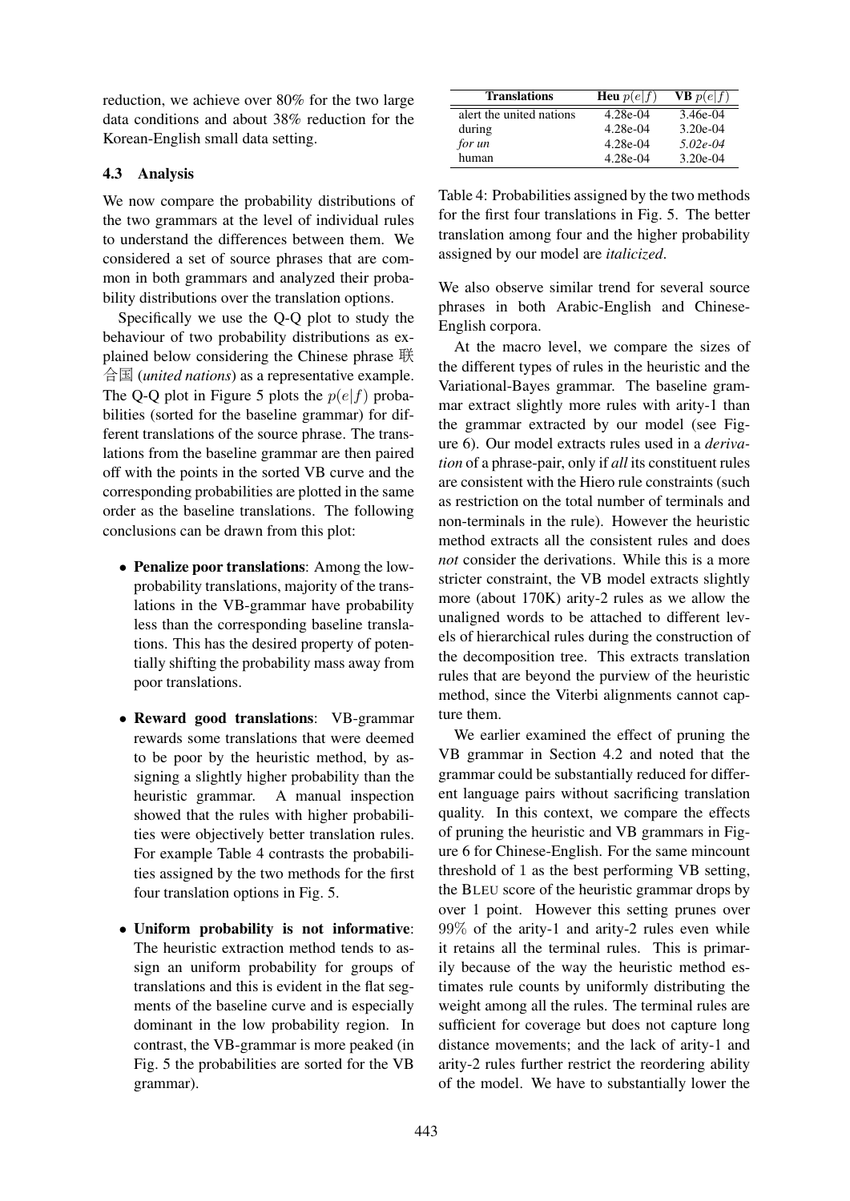reduction, we achieve over 80% for the two large data conditions and about 38% reduction for the Korean-English small data setting.

### 4.3 Analysis

We now compare the probability distributions of the two grammars at the level of individual rules to understand the differences between them. We considered a set of source phrases that are common in both grammars and analyzed their probability distributions over the translation options.

Specifically we use the Q-Q plot to study the behaviour of two probability distributions as explained below considering the Chinese phrase 联合国 (*united nations*) as a representative example. The Q-Q plot in Figure 5 plots the $p(e|f)$ probabilities (sorted for the baseline grammar) for different translations of the source phrase. The translations from the baseline grammar are then paired off with the points in the sorted VB curve and the corresponding probabilities are plotted in the same order as the baseline translations. The following conclusions can be drawn from this plot:

- **Penalize poor translations**: Among the low-probability translations, majority of the translations in the VB-grammar have probability less than the corresponding baseline translations. This has the desired property of potentially shifting the probability mass away from poor translations.
- **Reward good translations**: VB-grammar rewards some translations that were deemed to be poor by the heuristic method, by assigning a slightly higher probability than the heuristic grammar. A manual inspection showed that the rules with higher probabilities were objectively better translation rules. For example Table 4 contrasts the probabilities assigned by the two methods for the first four translation options in Fig. 5.
- **Uniform probability is not informative**: The heuristic extraction method tends to assign an uniform probability for groups of translations and this is evident in the flat segments of the baseline curve and is especially dominant in the low probability region. In contrast, the VB-grammar is more peaked (in Fig. 5 the probabilities are sorted for the VB grammar).

| Translations | Heu $p(e\|f)$ | VB $p(e\|f)$ |
|---|---|---|
| alert the united nations | 4.28e-04 | 3.46e-04 |
| during | 4.28e-04 | 3.20e-04 |
| *for un* | 4.28e-04 | *5.02e-04* |
| human | 4.28e-04 | 3.20e-04 |

Table 4: Probabilities assigned by the two methods for the first four translations in Fig. 5. The better translation among four and the higher probability assigned by our model are *italicized*.

We also observe similar trend for several source phrases in both Arabic-English and Chinese-English corpora.

At the macro level, we compare the sizes of the different types of rules in the heuristic and the Variational-Bayes grammar. The baseline grammar extract slightly more rules with arity-1 than the grammar extracted by our model (see Figure 6). Our model extracts rules used in a *derivation* of a phrase-pair, only if *all* its constituent rules are consistent with the Hiero rule constraints (such as restriction on the total number of terminals and non-terminals in the rule). However the heuristic method extracts all the consistent rules and does *not* consider the derivations. While this is a more stricter constraint, the VB model extracts slightly more (about 170K) arity-2 rules as we allow the unaligned words to be attached to different levels of hierarchical rules during the construction of the decomposition tree. This extracts translation rules that are beyond the purview of the heuristic method, since the Viterbi alignments cannot capture them.

We earlier examined the effect of pruning the VB grammar in Section 4.2 and noted that the grammar could be substantially reduced for different language pairs without sacrificing translation quality. In this context, we compare the effects of pruning the heuristic and VB grammars in Figure 6 for Chinese-English. For the same mincount threshold of 1 as the best performing VB setting, the BLEU score of the heuristic grammar drops by over 1 point. However this setting prunes over 99% of the arity-1 and arity-2 rules even while it retains all the terminal rules. This is primarily because of the way the heuristic method estimates rule counts by uniformly distributing the weight among all the rules. The terminal rules are sufficient for coverage but does not capture long distance movements; and the lack of arity-1 and arity-2 rules further restrict the reordering ability of the model. We have to substantially lower the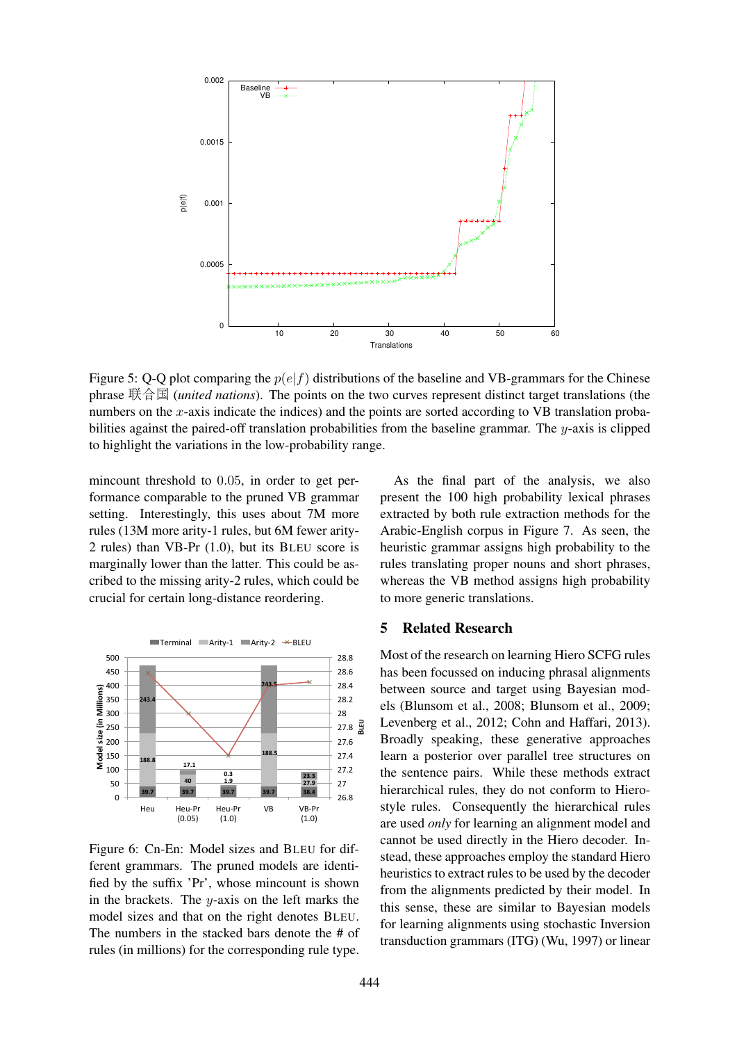Figure 5: Q-Q plot comparing the $p(e|f)$ distributions of the baseline and VB-grammars for the Chinese phrase 联合国 (*united nations*). The points on the two curves represent distinct target translations (the numbers on the $x$-axis indicate the indices) and the points are sorted according to VB translation probabilities against the paired-off translation probabilities from the baseline grammar. The $y$-axis is clipped to highlight the variations in the low-probability range.

mincount threshold to 0.05, in order to get performance comparable to the pruned VB grammar setting. Interestingly, this uses about 7M more rules (13M more arity-1 rules, but 6M fewer arity-2 rules) than VB-Pr (1.0), but its BLEU score is marginally lower than the latter. This could be ascribed to the missing arity-2 rules, which could be crucial for certain long-distance reordering.

Figure 6: Cn-En: Model sizes and BLEU for different grammars. The pruned models are identified by the suffix 'Pr', whose mincount is shown in the brackets. The $y$-axis on the left marks the model sizes and that on the right denotes BLEU. The numbers in the stacked bars denote the # of rules (in millions) for the corresponding rule type.

As the final part of the analysis, we also present the 100 high probability lexical phrases extracted by both rule extraction methods for the Arabic-English corpus in Figure 7. As seen, the heuristic grammar assigns high probability to the rules translating proper nouns and short phrases, whereas the VB method assigns high probability to more generic translations.

## 5 Related Research

Most of the research on learning Hiero SCFG rules has been focussed on inducing phrasal alignments between source and target using Bayesian models (Blunsom et al., 2008; Blunsom et al., 2009; Levenberg et al., 2012; Cohn and Haffari, 2013). Broadly speaking, these generative approaches learn a posterior over parallel tree structures on the sentence pairs. While these methods extract hierarchical rules, they do not conform to Hiero-style rules. Consequently the hierarchical rules are used *only* for learning an alignment model and cannot be used directly in the Hiero decoder. Instead, these approaches employ the standard Hiero heuristics to extract rules to be used by the decoder from the alignments predicted by their model. In this sense, these are similar to Bayesian models for learning alignments using stochastic Inversion transduction grammars (ITG) (Wu, 1997) or linear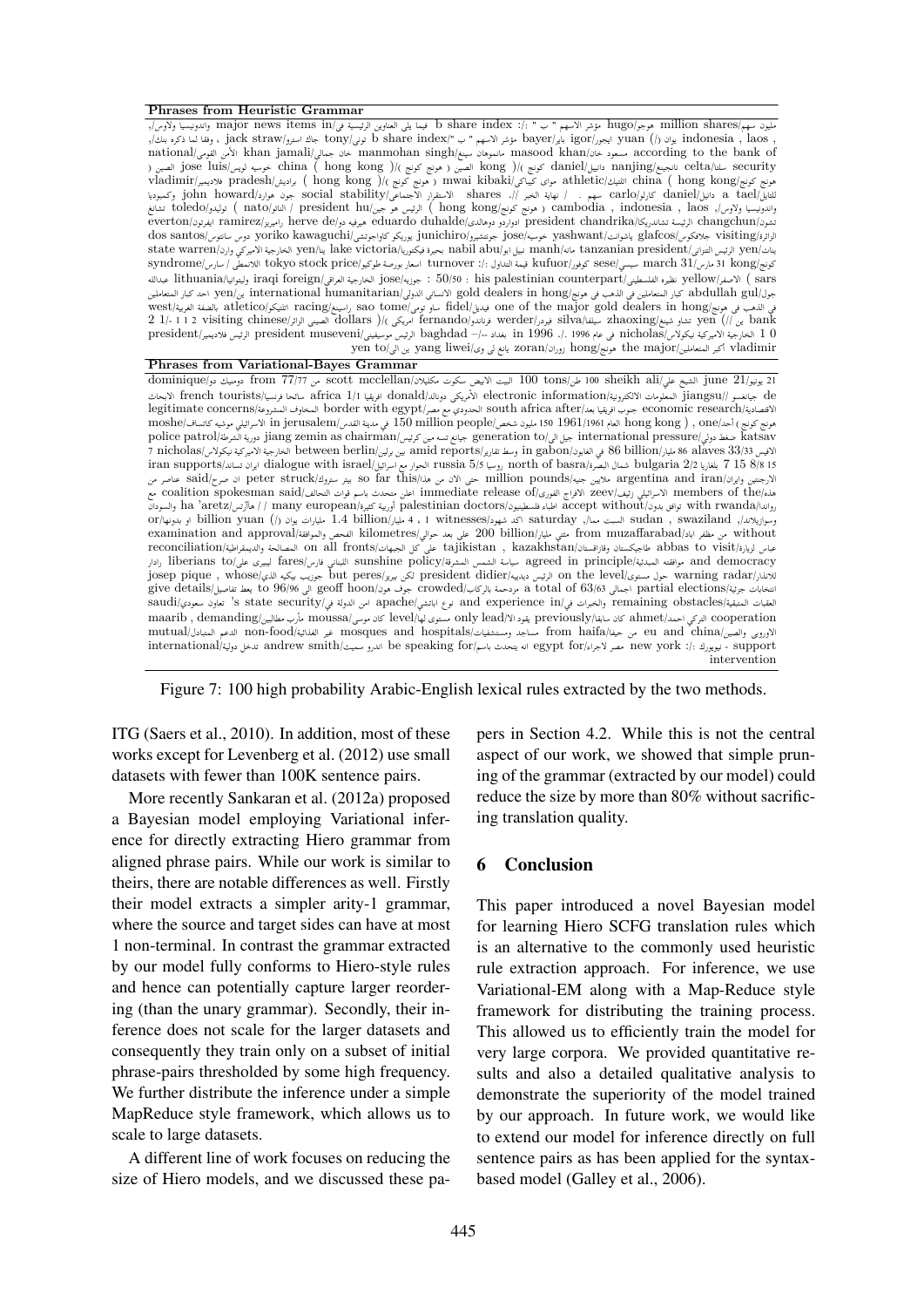**Phrases from Heuristic Grammar**

مليون سهم/million shares هوجو/hugo مؤشر الاسهم " ب " ;/: b share index فيما يلي العناوين الرئيسية في/major news items in واندونيسيا ولاوس/, indonesia , laos يوان (/ yuan ايجور/igor باير/bayer مؤشر الاسهم " ب "/b share index تونى/tony جاك استرو/jack straw ، وفقا لما ذكره بنك/, according to the bank of مسعود خان/masood khan مانموهان سينغ/manmohan singh خان جمالي/khan jamali الأمن القومي/national security سلتا/celta نانجينغ/nanjing دانيال/daniel كونج )/( kong الصين ( هونج كونج )/( china ( hong kong خوسيه لويس/jose luis الصين ( هونج كونج/hong kong اتلتيك/athletic الصين ( هونج كونج )/( china ( hong kong موای کیباکي/mwai kibaki ( هونج كونج )/( hong kong براديش/pradesh فلاديمير/vladimir للقايل/a tael دانيل/daniel كارلو/carlo سهم . / نهاية الخبر //. shares الاستقرار الاجتماعي/social stability جون هوارد/john howard وكمبوديا واندونيسيا ولاوس/, cambodia , indonesia , laos ( هونج كونج/( hong kong الرئيس هو جين/president hu الناتو/nato / توليدو/toledo تشانغ تشون/changchun الرئيسة تشاندريكا/president chandrika ادواردو دوهالدي/eduardo duhalde هيرفيه دو/herve de راميريز/ramirez ايفرتون/everton الزائرة/visiting جلافكوس/glafcos ياشوانت/yashwant خوسيه/jose جونتشيرو/junichiro يوريكو كاواجوتشي/yoriko kawaguchi دوس سانتوس/dos santos ينات/yen الرئيس التنزاني/tanzanian president مانه/manh نبيل ابو/nabil abu بحيرة فيكتوريا/lake victoria ين/yen الخارجية الامريكي وارن/state warren كونج/kong 31 مارس/march 31 سيسي/sese كوفور/kufuor قيمة التداول ;/: turnover اسعار بورصة طوكيو/tokyo stock price اللانمطي / سارس/syndrome / sars الاصفر/yellow نظيره الفلسطيني/his palestinian counterpart : 50/50 ; جوزيه/jose الخارجية العراقي/iraqi foreign وليتوانيا/lithuania عبدالله جول/abdullah gul كبار المتعاملين في الذهب في هونج/gold dealers in hong الانساني الدولي/international humanitarian ين/yen احد كبار المتعاملين في الذهب في هونج/one of the major gold dealers in hong فيديل/fidel ساو تومي/sao tome راسينغ/racing اتلتيكو/atletico بالضفة الغربية/west bank ين //) yen تشاو شينغ/zhaoxing سيلفا/silva فيردر/werder فرناندو/fernando امريكي )/( dollars الصيني الزائر/visiting chinese 2 1/- 1 1 2 0 1 الخارجية الامريكي نيكولاس/nicholas في عام 1996 ./. in 1996 بغداد --/– baghdad الرئيس موسيفيني/president museveni الرئيس فلاديمير/president vladimir أكبر المتعاملين/the major هونج/hong زوران/zoran يانغ لي وي/yang liwei ين الى/yen to

**Phrases from Variational-Bayes Grammar**

21 يونيو/june 21 الشيخ علي/sheikh ali 100 طن/100 tons البيت الابيض سكوت مكليلان/scott mcclellan من 77/77 from دومينيك دو/dominique de جيانغسو //jiangsu المعلومات الالكترونية/electronic information الأمريكي دونالد/donald افريقيا 1/1 africa سائحا فرنسيا/french tourists الاتحاد الاقتصادية/economic research جنوب افريقيا بعد/south africa after الحدودي مع مصر/border with egypt المخاوف المشروعة/legitimate concerns هونج كونج ) أحد/, one ( hong kong العام 1961/1961 150 مليون شخص/150 million people في مدينة القدس/in jerusalem الاسرائيلي موشيه كاتساف/moshe katsav ضغط دولي/international pressure جيل الى/generation to جيانغ تسه مين كرئيس/jiang zemin as chairman دورية الشرطة/police patrol الافيس 33/33 alaves 86 مليار/86 billion في الغابون/in gabon وسط تقارير/amid reports بين برلين/between berlin الخارجية الامريكية نيكولاس/nicholas 7 15 8/8 15 7 بلغاريا 2/2 bulgaria روسيا 5/5 russia شمال البصرة/north of basra الحوار مع اسرائيل/dialogue with israel ايران تساند/iran supports الارجنتين وايران/argentina and iran ملايين جنيه/million pounds حتى الان من هذا/so far this بيتر سترو/peter struck ان صرح/said عناصر من هذه/members of the الاسرائيلي زئيف/zeev الافراج الفوري/immediate release of اعلن متحدث باسم قوات التحالف/coalition spokesman said مع رواندا/with rwanda توافق بدون/accept without اطباء فلسطينيون/palestinian doctors أوربية كثيرة/many european / هآرتس/ha 'aretz والسودان وسوازيلاند/, swaziland , sudan السبت مساء/saturday , 1 اكد شهود/witnesses 4 مليار/1.4 billion مليارات يوان (/ billion yuan او بدونها/or without من مظفر اباد/from muzaffarabad مئتي مليار/200 billion على بعد حوالي/kilometres الفحص والموافقة/examination and approval عباس لزيارة/abbas to visit طاجيكستان وكازاقستان/tajikistan , kazakhstan على كل الجبهات/on all fronts المصالحة والديمقراطية/reconciliation and democracy موافقته المبدئية/agreed in principle سياسة الشمس المشرقة/sunshine policy اللبناني فارس/fares ليبيري على/liberians to رادار للانذار/warning radar حول مستوى/on the level الرئيس ديديه/president didier لكن بيريز/but peres جوزيب بيكيه الذي/josep pique , whose انتخابات جزئية/partial elections اجمالي 63/63 a total of مزدحمة بالركاب/crowded جيف هون/geoff hoon الى 96/96 to بعد تفاصيل/give details العقبات المتبقية/remaining obstacles والخبرات في/and experience in نوع اباتشي/apache امن الدولة في/'s state security تعاون سعودي/saudi cooperation التركي احمد/ahmet كان سابقا/previously يقود الا/only lead مستوى لها/level كان موسى/moussa مأرب مطالبين/maarib , demanding الاوروبي والصين/eu and china من حيفا/from haifa مساجد ومستشفيات/mosques and hospitals غير الغذائية/non-food الدعم المتبادل/mutual support - نيويورك ;/: new york مصر لاجراء/egypt for انه يتحدث باسم/be speaking for اندرو سميث/andrew smith تدخل دولية/international intervention

Figure 7: 100 high probability Arabic-English lexical rules extracted by the two methods.

ITG (Saers et al., 2010). In addition, most of these works except for Levenberg et al. (2012) use small datasets with fewer than 100K sentence pairs.

More recently Sankaran et al. (2012a) proposed a Bayesian model employing Variational inference for directly extracting Hiero grammar from aligned phrase pairs. While our work is similar to theirs, there are notable differences as well. Firstly their model extracts a simpler arity-1 grammar, where the source and target sides can have at most 1 non-terminal. In contrast the grammar extracted by our model fully conforms to Hiero-style rules and hence can potentially capture larger reordering (than the unary grammar). Secondly, their inference does not scale for the larger datasets and consequently they train only on a subset of initial phrase-pairs thresholded by some high frequency. We further distribute the inference under a simple MapReduce style framework, which allows us to scale to large datasets.

A different line of work focuses on reducing the size of Hiero models, and we discussed these papers in Section 4.2. While this is not the central aspect of our work, we showed that simple pruning of the grammar (extracted by our model) could reduce the size by more than 80% without sacrificing translation quality.

## 6 Conclusion

This paper introduced a novel Bayesian model for learning Hiero SCFG translation rules which is an alternative to the commonly used heuristic rule extraction approach. For inference, we use Variational-EM along with a Map-Reduce style framework for distributing the training process. This allowed us to efficiently train the model for very large corpora. We provided quantitative results and also a detailed qualitative analysis to demonstrate the superiority of the model trained by our approach. In future work, we would like to extend our model for inference directly on full sentence pairs as has been applied for the syntax-based model (Galley et al., 2006).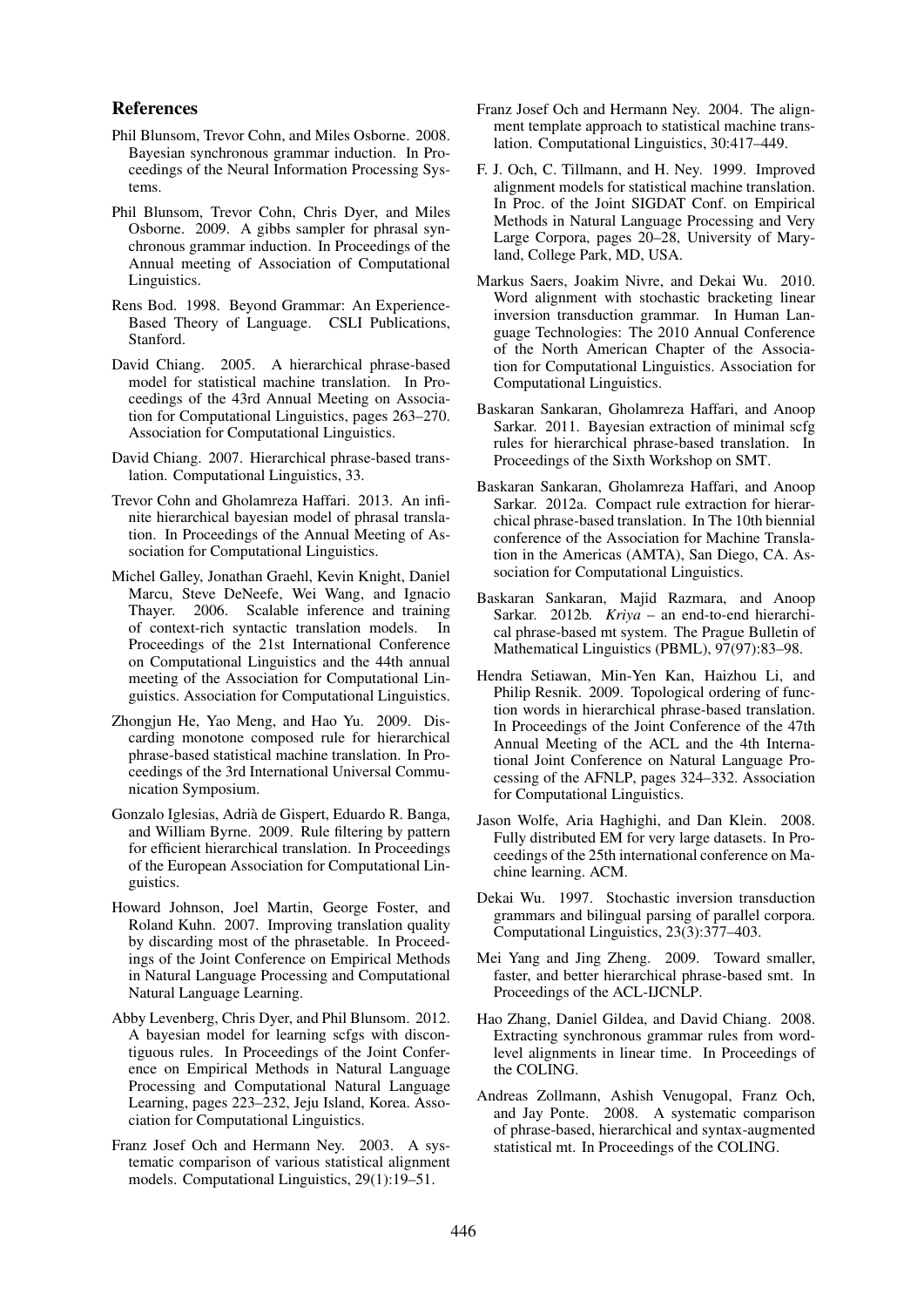## References

Phil Blunsom, Trevor Cohn, and Miles Osborne. 2008. Bayesian synchronous grammar induction. In Proceedings of the Neural Information Processing Systems.

Phil Blunsom, Trevor Cohn, Chris Dyer, and Miles Osborne. 2009. A gibbs sampler for phrasal synchronous grammar induction. In Proceedings of the Annual meeting of Association of Computational Linguistics.

Rens Bod. 1998. Beyond Grammar: An Experience-Based Theory of Language. CSLI Publications, Stanford.

David Chiang. 2005. A hierarchical phrase-based model for statistical machine translation. In Proceedings of the 43rd Annual Meeting on Association for Computational Linguistics, pages 263–270. Association for Computational Linguistics.

David Chiang. 2007. Hierarchical phrase-based translation. Computational Linguistics, 33.

Trevor Cohn and Gholamreza Haffari. 2013. An infinite hierarchical bayesian model of phrasal translation. In Proceedings of the Annual Meeting of Association for Computational Linguistics.

Michel Galley, Jonathan Graehl, Kevin Knight, Daniel Marcu, Steve DeNeefe, Wei Wang, and Ignacio Thayer. 2006. Scalable inference and training of context-rich syntactic translation models. In Proceedings of the 21st International Conference on Computational Linguistics and the 44th annual meeting of the Association for Computational Linguistics. Association for Computational Linguistics.

Zhongjun He, Yao Meng, and Hao Yu. 2009. Discarding monotone composed rule for hierarchical phrase-based statistical machine translation. In Proceedings of the 3rd International Universal Communication Symposium.

Gonzalo Iglesias, Adrià de Gispert, Eduardo R. Banga, and William Byrne. 2009. Rule filtering by pattern for efficient hierarchical translation. In Proceedings of the European Association for Computational Linguistics.

Howard Johnson, Joel Martin, George Foster, and Roland Kuhn. 2007. Improving translation quality by discarding most of the phrasetable. In Proceedings of the Joint Conference on Empirical Methods in Natural Language Processing and Computational Natural Language Learning.

Abby Levenberg, Chris Dyer, and Phil Blunsom. 2012. A bayesian model for learning scfgs with discontiguous rules. In Proceedings of the Joint Conference on Empirical Methods in Natural Language Processing and Computational Natural Language Learning, pages 223–232, Jeju Island, Korea. Association for Computational Linguistics.

Franz Josef Och and Hermann Ney. 2003. A systematic comparison of various statistical alignment models. Computational Linguistics, 29(1):19–51.

Franz Josef Och and Hermann Ney. 2004. The alignment template approach to statistical machine translation. Computational Linguistics, 30:417–449.

F. J. Och, C. Tillmann, and H. Ney. 1999. Improved alignment models for statistical machine translation. In Proc. of the Joint SIGDAT Conf. on Empirical Methods in Natural Language Processing and Very Large Corpora, pages 20–28, University of Maryland, College Park, MD, USA.

Markus Saers, Joakim Nivre, and Dekai Wu. 2010. Word alignment with stochastic bracketing linear inversion transduction grammar. In Human Language Technologies: The 2010 Annual Conference of the North American Chapter of the Association for Computational Linguistics. Association for Computational Linguistics.

Baskaran Sankaran, Gholamreza Haffari, and Anoop Sarkar. 2011. Bayesian extraction of minimal scfg rules for hierarchical phrase-based translation. In Proceedings of the Sixth Workshop on SMT.

Baskaran Sankaran, Gholamreza Haffari, and Anoop Sarkar. 2012a. Compact rule extraction for hierarchical phrase-based translation. In The 10th biennial conference of the Association for Machine Translation in the Americas (AMTA), San Diego, CA. Association for Computational Linguistics.

Baskaran Sankaran, Majid Razmara, and Anoop Sarkar. 2012b. *Kriya* – an end-to-end hierarchical phrase-based mt system. The Prague Bulletin of Mathematical Linguistics (PBML), 97(97):83–98.

Hendra Setiawan, Min-Yen Kan, Haizhou Li, and Philip Resnik. 2009. Topological ordering of function words in hierarchical phrase-based translation. In Proceedings of the Joint Conference of the 47th Annual Meeting of the ACL and the 4th International Joint Conference on Natural Language Processing of the AFNLP, pages 324–332. Association for Computational Linguistics.

Jason Wolfe, Aria Haghighi, and Dan Klein. 2008. Fully distributed EM for very large datasets. In Proceedings of the 25th international conference on Machine learning. ACM.

Dekai Wu. 1997. Stochastic inversion transduction grammars and bilingual parsing of parallel corpora. Computational Linguistics, 23(3):377–403.

Mei Yang and Jing Zheng. 2009. Toward smaller, faster, and better hierarchical phrase-based smt. In Proceedings of the ACL-IJCNLP.

Hao Zhang, Daniel Gildea, and David Chiang. 2008. Extracting synchronous grammar rules from word-level alignments in linear time. In Proceedings of the COLING.

Andreas Zollmann, Ashish Venugopal, Franz Och, and Jay Ponte. 2008. A systematic comparison of phrase-based, hierarchical and syntax-augmented statistical mt. In Proceedings of the COLING.